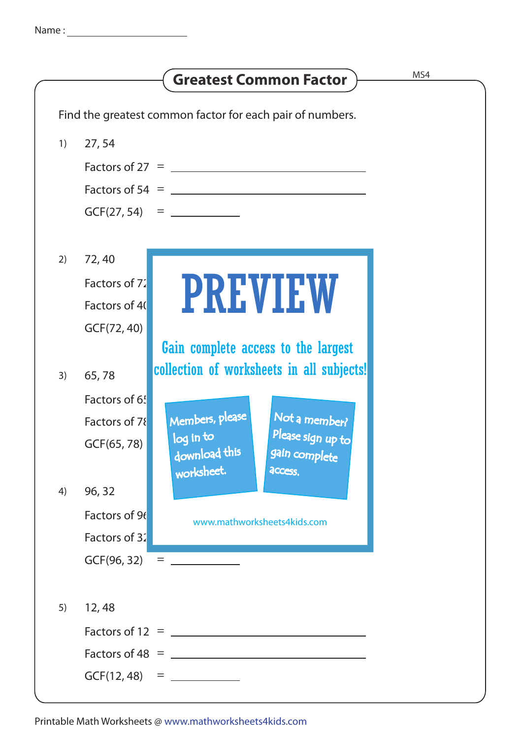Name : ____________________

# Greatest Common Factor

MS4

Find the greatest common factor for each pair of numbers.

1) 27, 54

Factors of 27 = ______________________________

Factors of 54 = ______________________________

GCF(27, 54) = __________

2) 72, 40

Factors of 72

Factors of 40

GCF(72, 40)

3) 65, 78

Factors of 65

Factors of 78

GCF(65, 78)

4) 96, 32

Factors of 96

Factors of 32

GCF(96, 32) = __________

5) 12, 48

Factors of 12 = ______________________________

Factors of 48 = ______________________________

GCF(12, 48) = __________

PREVIEW

Gain complete access to the largest collection of worksheets in all subjects!

Members, please log in to download this worksheet.

Not a member? Please sign up to gain complete access.

www.mathworksheets4kids.com

Printable Math Worksheets @ www.mathworksheets4kids.com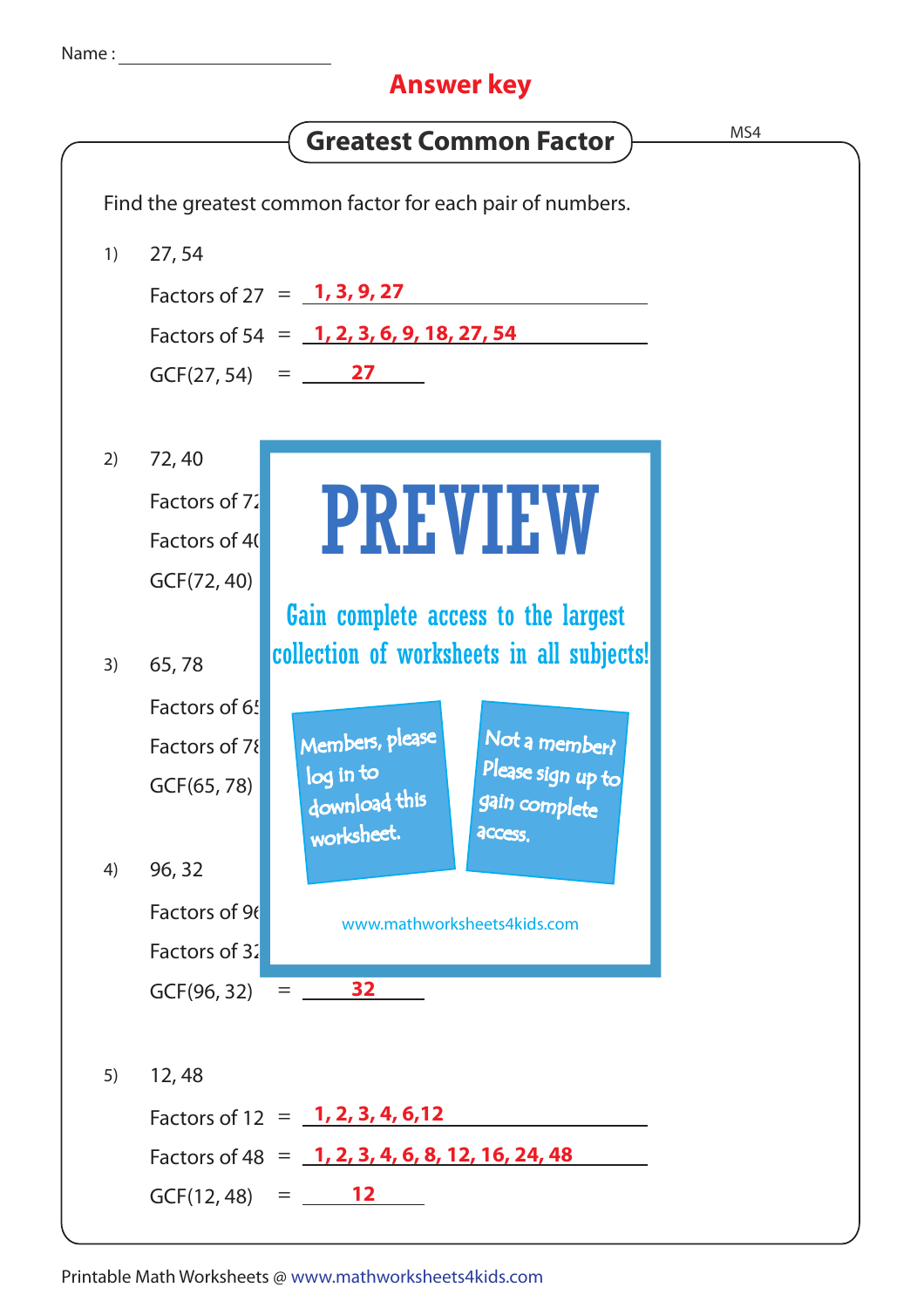Name :

# Answer key

## Greatest Common Factor

MS4

Find the greatest common factor for each pair of numbers.

1) 27, 54

Factors of 27 = **1, 3, 9, 27**

Factors of 54 = **1, 2, 3, 6, 9, 18, 27, 54**

GCF(27, 54) = **27**

2) 72, 40

Factors of 72

Factors of 40

GCF(72, 40)

3) 65, 78

Factors of 65

Factors of 78

GCF(65, 78)

4) 96, 32

Factors of 96

Factors of 32

GCF(96, 32) = **32**

5) 12, 48

Factors of 12 = **1, 2, 3, 4, 6,12**

Factors of 48 = **1, 2, 3, 4, 6, 8, 12, 16, 24, 48**

GCF(12, 48) = **12**

PREVIEW

Gain complete access to the largest collection of worksheets in all subjects!

Members, please log in to download this worksheet.

Not a member? Please sign up to gain complete access.

www.mathworksheets4kids.com

Printable Math Worksheets @ www.mathworksheets4kids.com